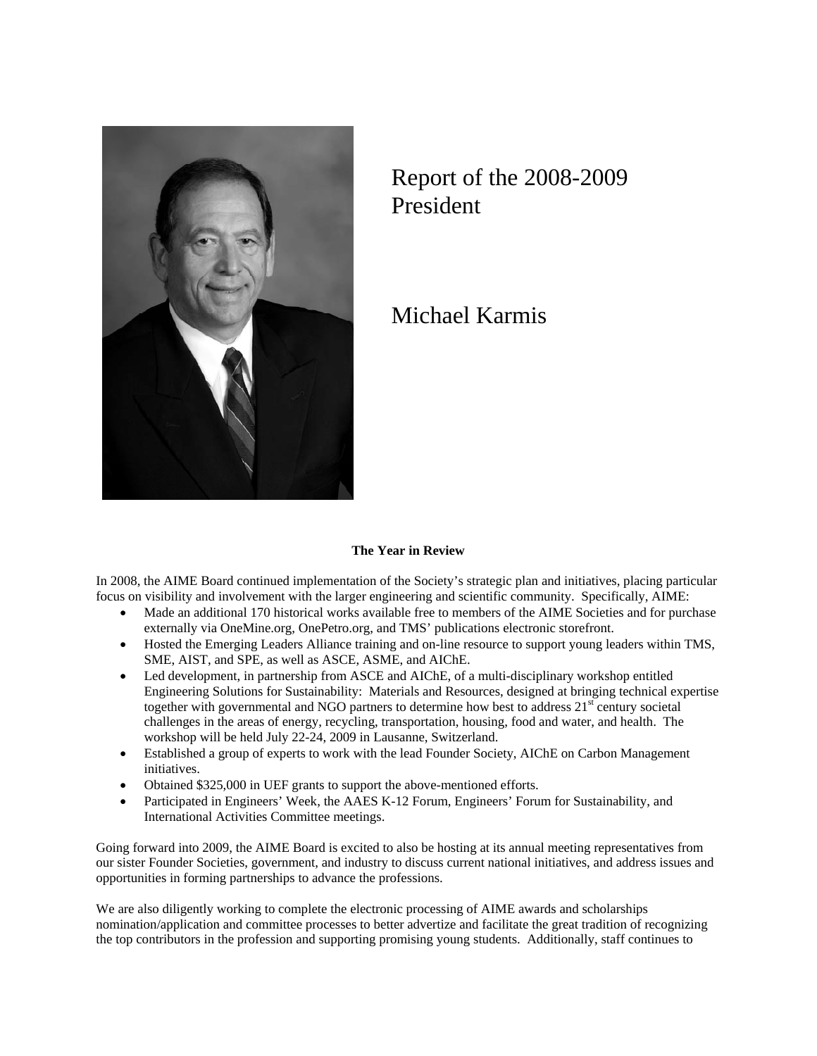# Report of the 2008-2009 President

# Michael Karmis

**The Year in Review**

In 2008, the AIME Board continued implementation of the Society's strategic plan and initiatives, placing particular focus on visibility and involvement with the larger engineering and scientific community. Specifically, AIME:

- Made an additional 170 historical works available free to members of the AIME Societies and for purchase externally via OneMine.org, OnePetro.org, and TMS' publications electronic storefront.
- Hosted the Emerging Leaders Alliance training and on-line resource to support young leaders within TMS, SME, AIST, and SPE, as well as ASCE, ASME, and AIChE.
- Led development, in partnership from ASCE and AIChE, of a multi-disciplinary workshop entitled Engineering Solutions for Sustainability: Materials and Resources, designed at bringing technical expertise together with governmental and NGO partners to determine how best to address 21st century societal challenges in the areas of energy, recycling, transportation, housing, food and water, and health. The workshop will be held July 22-24, 2009 in Lausanne, Switzerland.
- Established a group of experts to work with the lead Founder Society, AIChE on Carbon Management initiatives.
- Obtained $325,000 in UEF grants to support the above-mentioned efforts.
- Participated in Engineers' Week, the AAES K-12 Forum, Engineers' Forum for Sustainability, and International Activities Committee meetings.

Going forward into 2009, the AIME Board is excited to also be hosting at its annual meeting representatives from our sister Founder Societies, government, and industry to discuss current national initiatives, and address issues and opportunities in forming partnerships to advance the professions.

We are also diligently working to complete the electronic processing of AIME awards and scholarships nomination/application and committee processes to better advertize and facilitate the great tradition of recognizing the top contributors in the profession and supporting promising young students. Additionally, staff continues to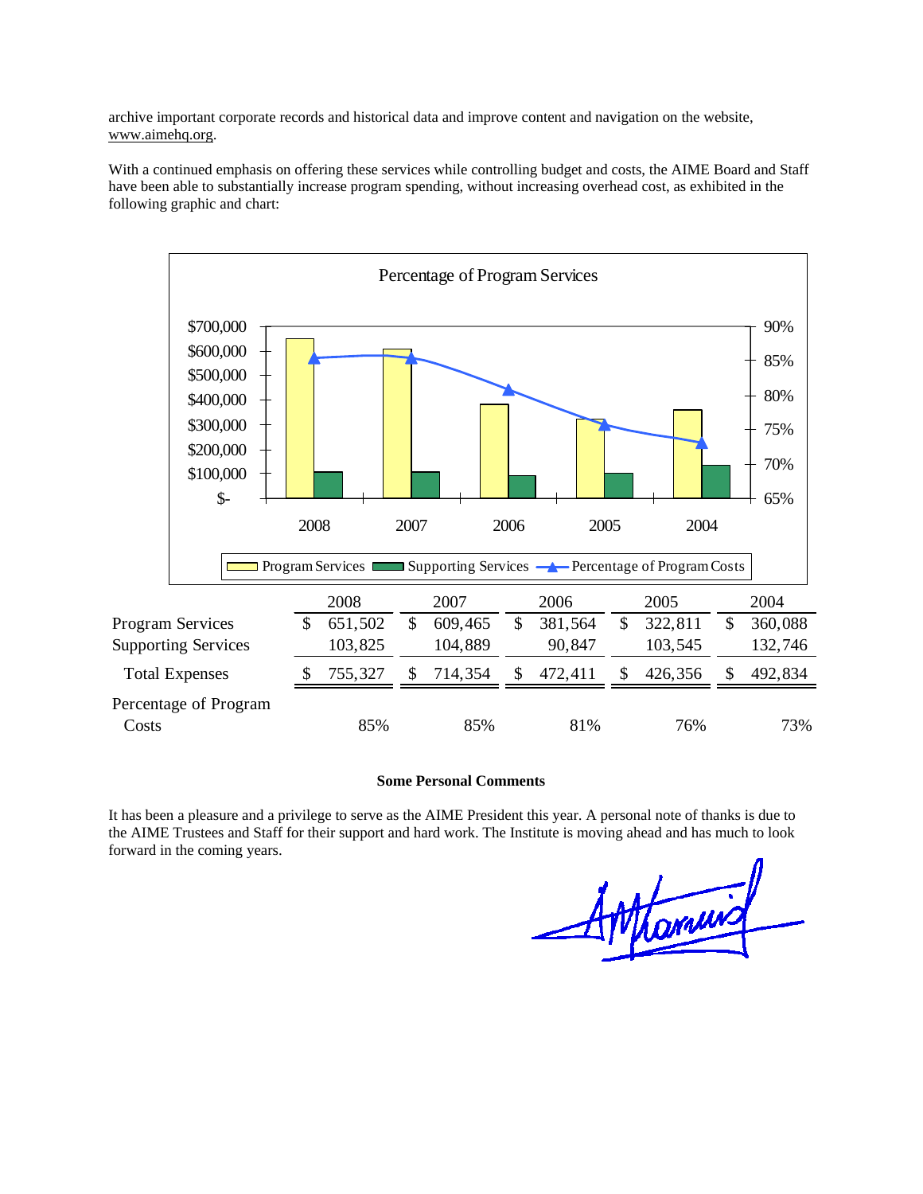archive important corporate records and historical data and improve content and navigation on the website, www.aimehq.org.

With a continued emphasis on offering these services while controlling budget and costs, the AIME Board and Staff have been able to substantially increase program spending, without increasing overhead cost, as exhibited in the following graphic and chart:

Percentage of Program Services

$700,000
$600,000
$500,000
$400,000
$300,000
$200,000
$100,000
$-

90%
85%
80%
75%
70%
65%

2008 2007 2006 2005 2004

Program Services   Supporting Services   Percentage of Program Costs

| | 2008 | 2007 | 2006 | 2005 | 2004 |
|---|---|---|---|---|---|
| Program Services | $ 651,502 | $ 609,465 | $ 381,564 | $ 322,811 | $ 360,088 |
| Supporting Services | 103,825 | 104,889 | 90,847 | 103,545 | 132,746 |
| Total Expenses | $ 755,327 | $ 714,354 | $ 472,411 | $ 426,356 | $ 492,834 |
| Percentage of Program Costs | 85% | 85% | 81% | 76% | 73% |

**Some Personal Comments**

It has been a pleasure and a privilege to serve as the AIME President this year. A personal note of thanks is due to the AIME Trustees and Staff for their support and hard work. The Institute is moving ahead and has much to look forward in the coming years.